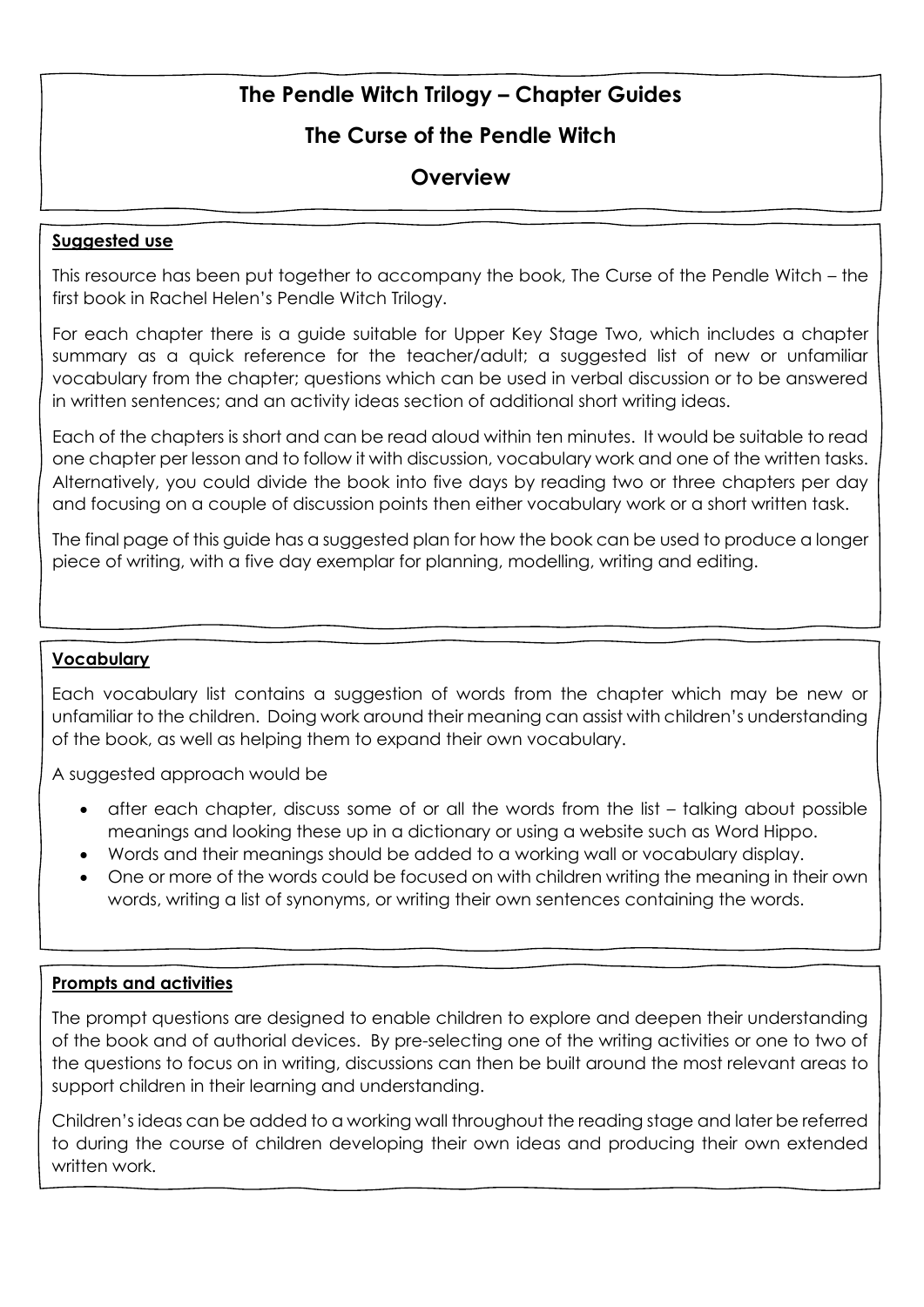# The Pendle Witch Trilogy – Chapter Guides

## The Curse of the Pendle Witch

## Overview

### Suggested use

This resource has been put together to accompany the book, The Curse of the Pendle Witch – the first book in Rachel Helen's Pendle Witch Trilogy.

For each chapter there is a guide suitable for Upper Key Stage Two, which includes a chapter summary as a quick reference for the teacher/adult; a suggested list of new or unfamiliar vocabulary from the chapter; questions which can be used in verbal discussion or to be answered in written sentences; and an activity ideas section of additional short writing ideas.

Each of the chapters is short and can be read aloud within ten minutes. It would be suitable to read one chapter per lesson and to follow it with discussion, vocabulary work and one of the written tasks. Alternatively, you could divide the book into five days by reading two or three chapters per day and focusing on a couple of discussion points then either vocabulary work or a short written task.

The final page of this guide has a suggested plan for how the book can be used to produce a longer piece of writing, with a five day exemplar for planning, modelling, writing and editing.

### Vocabulary

Each vocabulary list contains a suggestion of words from the chapter which may be new or unfamiliar to the children. Doing work around their meaning can assist with children's understanding of the book, as well as helping them to expand their own vocabulary.

A suggested approach would be

- after each chapter, discuss some of or all the words from the list – talking about possible meanings and looking these up in a dictionary or using a website such as Word Hippo.
- Words and their meanings should be added to a working wall or vocabulary display.
- One or more of the words could be focused on with children writing the meaning in their own words, writing a list of synonyms, or writing their own sentences containing the words.

### Prompts and activities

The prompt questions are designed to enable children to explore and deepen their understanding of the book and of authorial devices. By pre-selecting one of the writing activities or one to two of the questions to focus on in writing, discussions can then be built around the most relevant areas to support children in their learning and understanding.

Children's ideas can be added to a working wall throughout the reading stage and later be referred to during the course of children developing their own ideas and producing their own extended written work.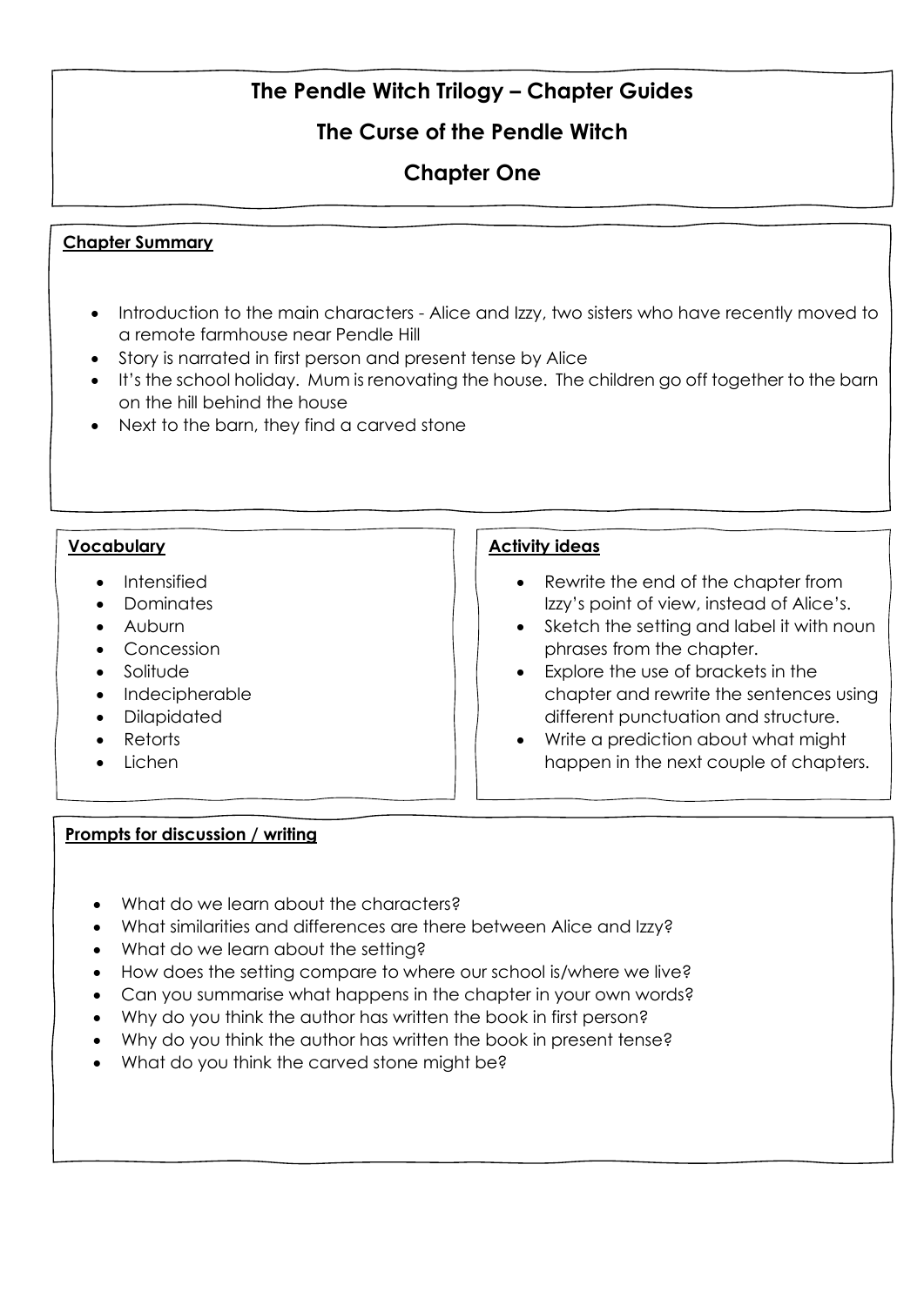# The Pendle Witch Trilogy – Chapter Guides

## The Curse of the Pendle Witch

## Chapter One

### Chapter Summary

- Introduction to the main characters - Alice and Izzy, two sisters who have recently moved to a remote farmhouse near Pendle Hill
- Story is narrated in first person and present tense by Alice
- It's the school holiday. Mum is renovating the house. The children go off together to the barn on the hill behind the house
- Next to the barn, they find a carved stone

### Vocabulary

- Intensified
- Dominates
- Auburn
- Concession
- Solitude
- Indecipherable
- Dilapidated
- Retorts
- Lichen

### Activity ideas

- Rewrite the end of the chapter from Izzy's point of view, instead of Alice's.
- Sketch the setting and label it with noun phrases from the chapter.
- Explore the use of brackets in the chapter and rewrite the sentences using different punctuation and structure.
- Write a prediction about what might happen in the next couple of chapters.

### Prompts for discussion / writing

- What do we learn about the characters?
- What similarities and differences are there between Alice and Izzy?
- What do we learn about the setting?
- How does the setting compare to where our school is/where we live?
- Can you summarise what happens in the chapter in your own words?
- Why do you think the author has written the book in first person?
- Why do you think the author has written the book in present tense?
- What do you think the carved stone might be?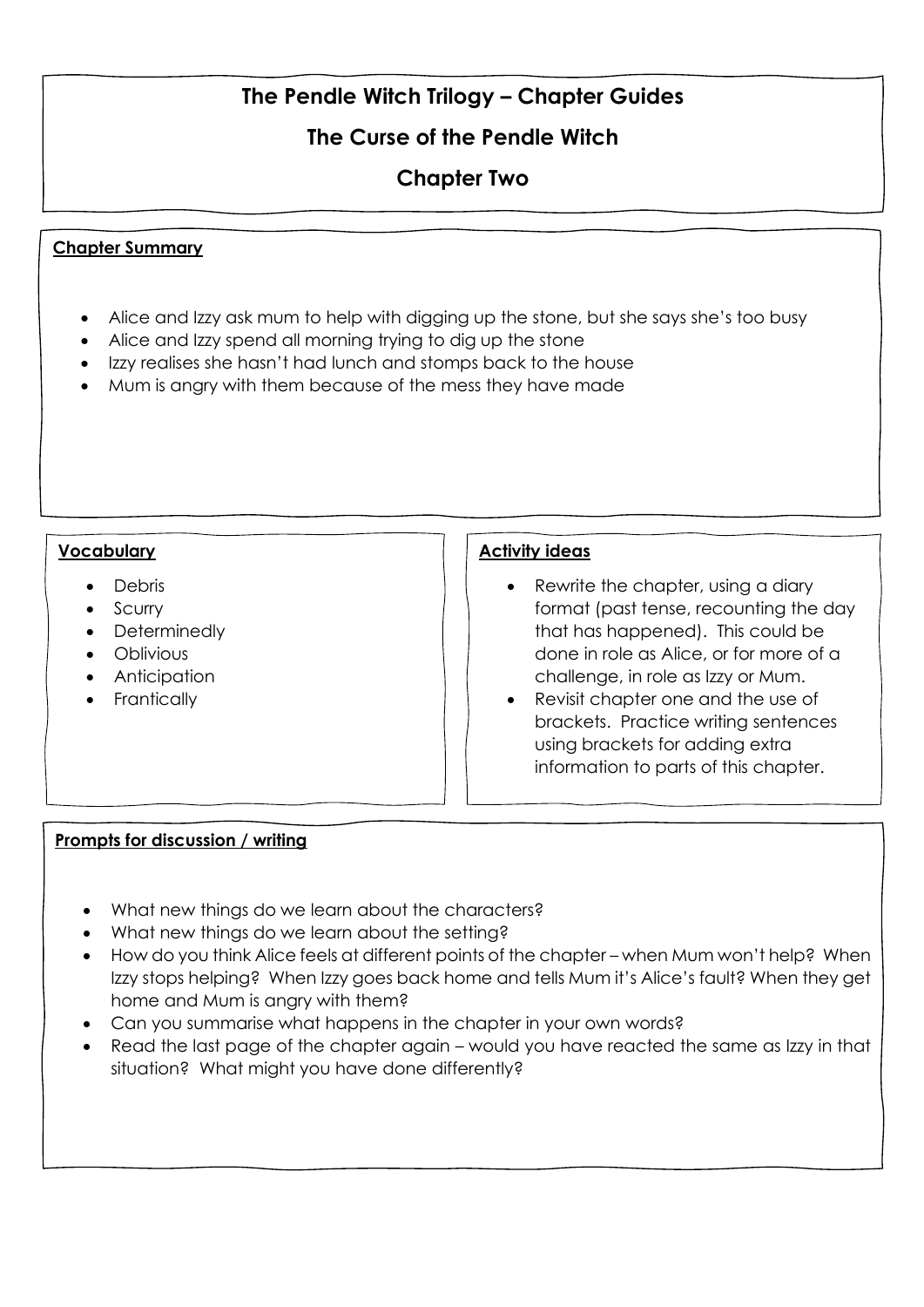# The Pendle Witch Trilogy – Chapter Guides

## The Curse of the Pendle Witch

## Chapter Two

### Chapter Summary

- Alice and Izzy ask mum to help with digging up the stone, but she says she's too busy
- Alice and Izzy spend all morning trying to dig up the stone
- Izzy realises she hasn't had lunch and stomps back to the house
- Mum is angry with them because of the mess they have made

### Vocabulary

- Debris
- Scurry
- Determinedly
- Oblivious
- Anticipation
- Frantically

### Activity ideas

- Rewrite the chapter, using a diary format (past tense, recounting the day that has happened). This could be done in role as Alice, or for more of a challenge, in role as Izzy or Mum.
- Revisit chapter one and the use of brackets. Practice writing sentences using brackets for adding extra information to parts of this chapter.

### Prompts for discussion / writing

- What new things do we learn about the characters?
- What new things do we learn about the setting?
- How do you think Alice feels at different points of the chapter – when Mum won't help? When Izzy stops helping? When Izzy goes back home and tells Mum it's Alice's fault? When they get home and Mum is angry with them?
- Can you summarise what happens in the chapter in your own words?
- Read the last page of the chapter again – would you have reacted the same as Izzy in that situation? What might you have done differently?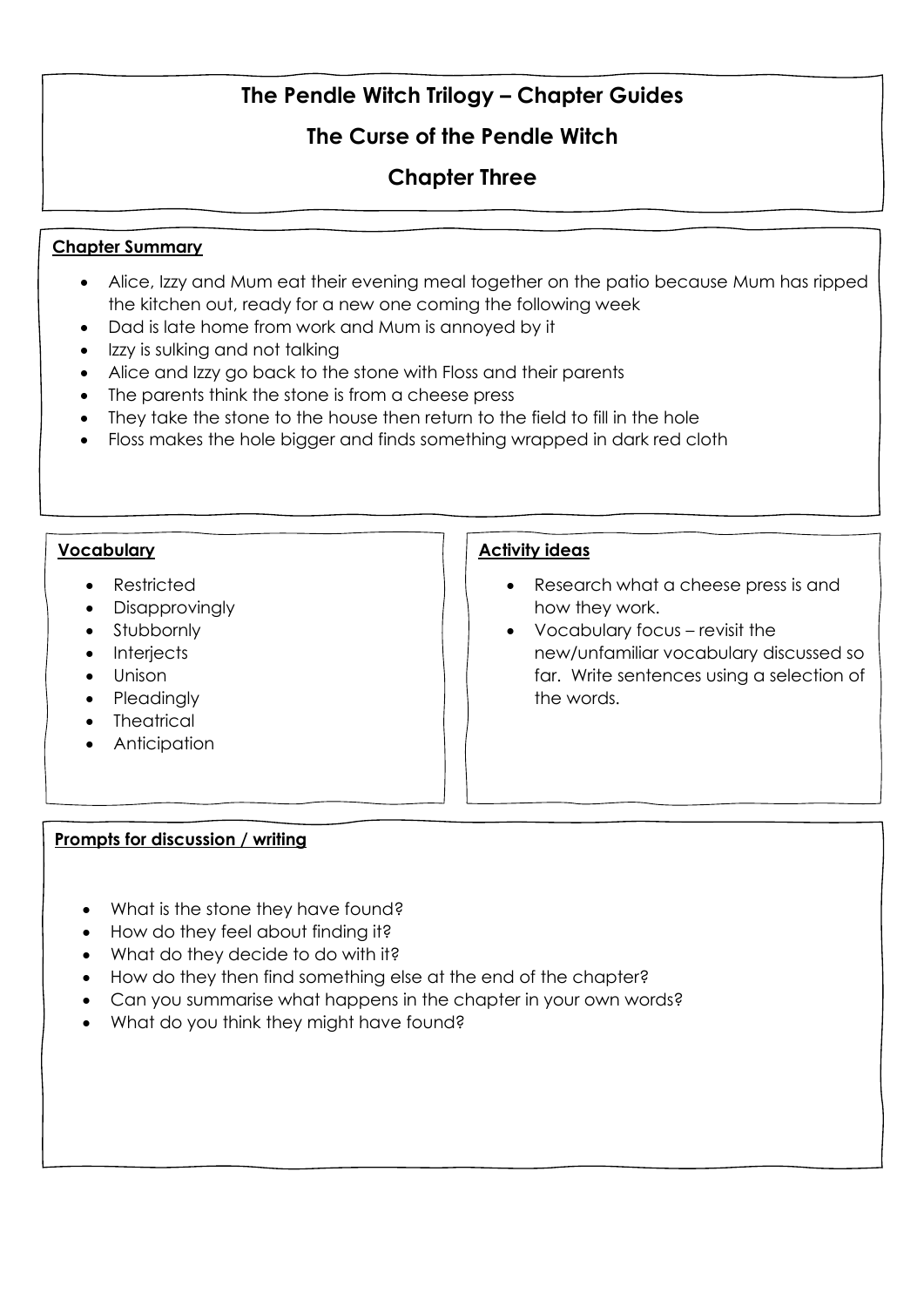# The Pendle Witch Trilogy – Chapter Guides

## The Curse of the Pendle Witch

## Chapter Three

**Chapter Summary**

- Alice, Izzy and Mum eat their evening meal together on the patio because Mum has ripped the kitchen out, ready for a new one coming the following week
- Dad is late home from work and Mum is annoyed by it
- Izzy is sulking and not talking
- Alice and Izzy go back to the stone with Floss and their parents
- The parents think the stone is from a cheese press
- They take the stone to the house then return to the field to fill in the hole
- Floss makes the hole bigger and finds something wrapped in dark red cloth

**Vocabulary**

- Restricted
- Disapprovingly
- Stubbornly
- Interjects
- Unison
- Pleadingly
- Theatrical
- Anticipation

**Activity ideas**

- Research what a cheese press is and how they work.
- Vocabulary focus – revisit the new/unfamiliar vocabulary discussed so far. Write sentences using a selection of the words.

**Prompts for discussion / writing**

- What is the stone they have found?
- How do they feel about finding it?
- What do they decide to do with it?
- How do they then find something else at the end of the chapter?
- Can you summarise what happens in the chapter in your own words?
- What do you think they might have found?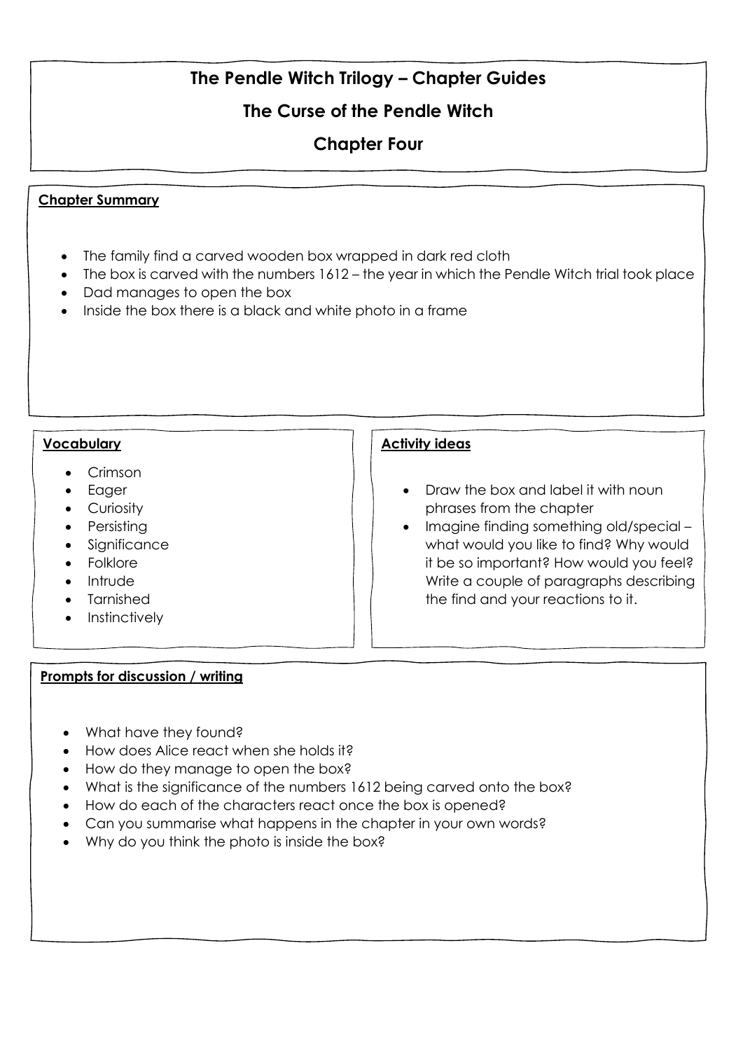# The Pendle Witch Trilogy – Chapter Guides

## The Curse of the Pendle Witch

## Chapter Four

**Chapter Summary**

- The family find a carved wooden box wrapped in dark red cloth
- The box is carved with the numbers 1612 – the year in which the Pendle Witch trial took place
- Dad manages to open the box
- Inside the box there is a black and white photo in a frame

**Vocabulary**

- Crimson
- Eager
- Curiosity
- Persisting
- Significance
- Folklore
- Intrude
- Tarnished
- Instinctively

**Activity ideas**

- Draw the box and label it with noun phrases from the chapter
- Imagine finding something old/special – what would you like to find? Why would it be so important? How would you feel? Write a couple of paragraphs describing the find and your reactions to it.

**Prompts for discussion / writing**

- What have they found?
- How does Alice react when she holds it?
- How do they manage to open the box?
- What is the significance of the numbers 1612 being carved onto the box?
- How do each of the characters react once the box is opened?
- Can you summarise what happens in the chapter in your own words?
- Why do you think the photo is inside the box?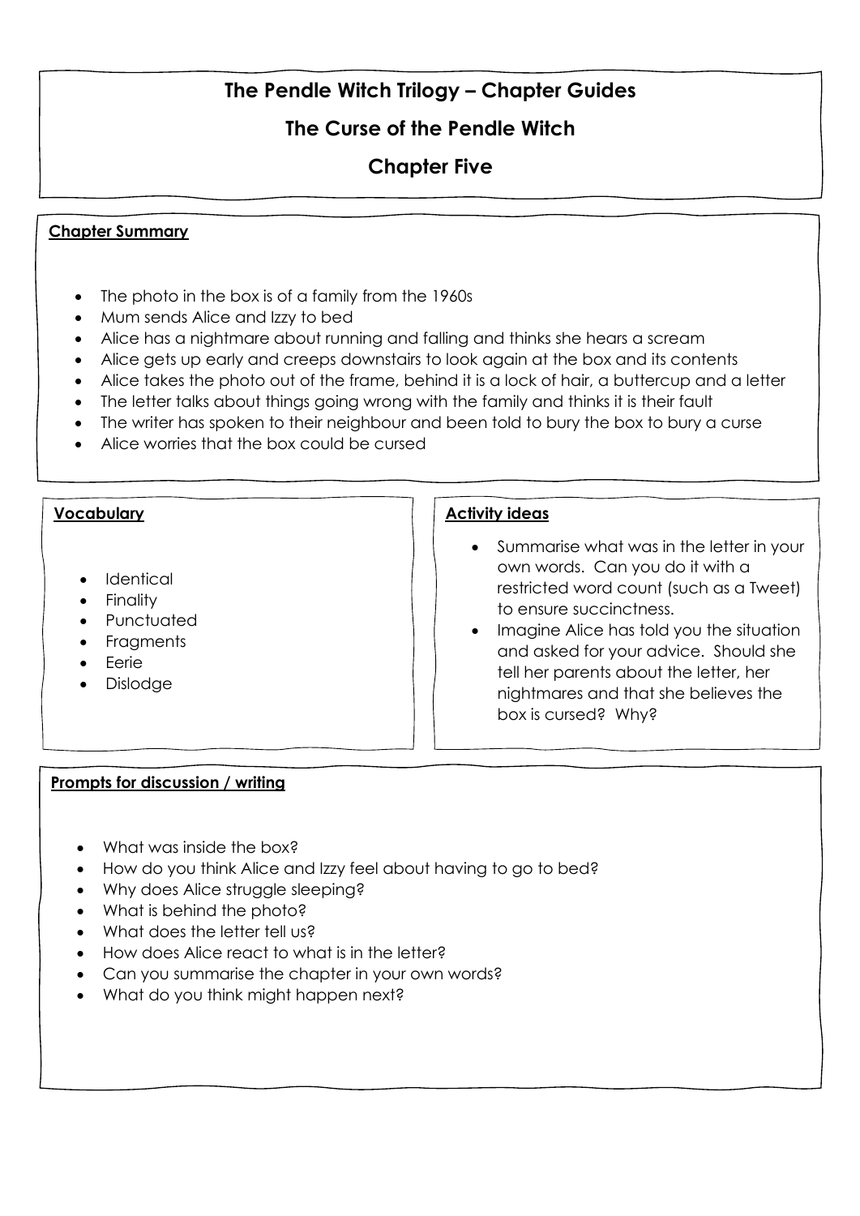# The Pendle Witch Trilogy – Chapter Guides

## The Curse of the Pendle Witch

## Chapter Five

**Chapter Summary**

- The photo in the box is of a family from the 1960s
- Mum sends Alice and Izzy to bed
- Alice has a nightmare about running and falling and thinks she hears a scream
- Alice gets up early and creeps downstairs to look again at the box and its contents
- Alice takes the photo out of the frame, behind it is a lock of hair, a buttercup and a letter
- The letter talks about things going wrong with the family and thinks it is their fault
- The writer has spoken to their neighbour and been told to bury the box to bury a curse
- Alice worries that the box could be cursed

**Vocabulary**

- Identical
- Finality
- Punctuated
- Fragments
- Eerie
- Dislodge

**Activity ideas**

- Summarise what was in the letter in your own words. Can you do it with a restricted word count (such as a Tweet) to ensure succinctness.
- Imagine Alice has told you the situation and asked for your advice. Should she tell her parents about the letter, her nightmares and that she believes the box is cursed? Why?

**Prompts for discussion / writing**

- What was inside the box?
- How do you think Alice and Izzy feel about having to go to bed?
- Why does Alice struggle sleeping?
- What is behind the photo?
- What does the letter tell us?
- How does Alice react to what is in the letter?
- Can you summarise the chapter in your own words?
- What do you think might happen next?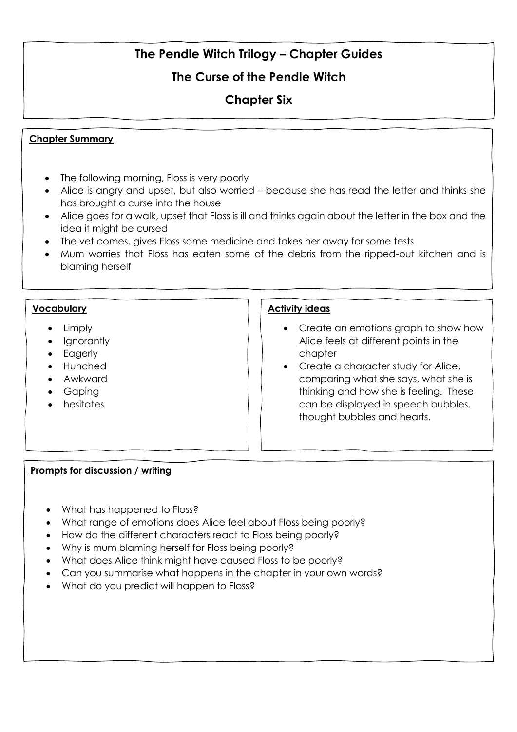# The Pendle Witch Trilogy – Chapter Guides

## The Curse of the Pendle Witch

## Chapter Six

**Chapter Summary**

- The following morning, Floss is very poorly
- Alice is angry and upset, but also worried – because she has read the letter and thinks she has brought a curse into the house
- Alice goes for a walk, upset that Floss is ill and thinks again about the letter in the box and the idea it might be cursed
- The vet comes, gives Floss some medicine and takes her away for some tests
- Mum worries that Floss has eaten some of the debris from the ripped-out kitchen and is blaming herself

**Vocabulary**

- Limply
- Ignorantly
- Eagerly
- Hunched
- Awkward
- Gaping
- hesitates

**Activity ideas**

- Create an emotions graph to show how Alice feels at different points in the chapter
- Create a character study for Alice, comparing what she says, what she is thinking and how she is feeling. These can be displayed in speech bubbles, thought bubbles and hearts.

**Prompts for discussion / writing**

- What has happened to Floss?
- What range of emotions does Alice feel about Floss being poorly?
- How do the different characters react to Floss being poorly?
- Why is mum blaming herself for Floss being poorly?
- What does Alice think might have caused Floss to be poorly?
- Can you summarise what happens in the chapter in your own words?
- What do you predict will happen to Floss?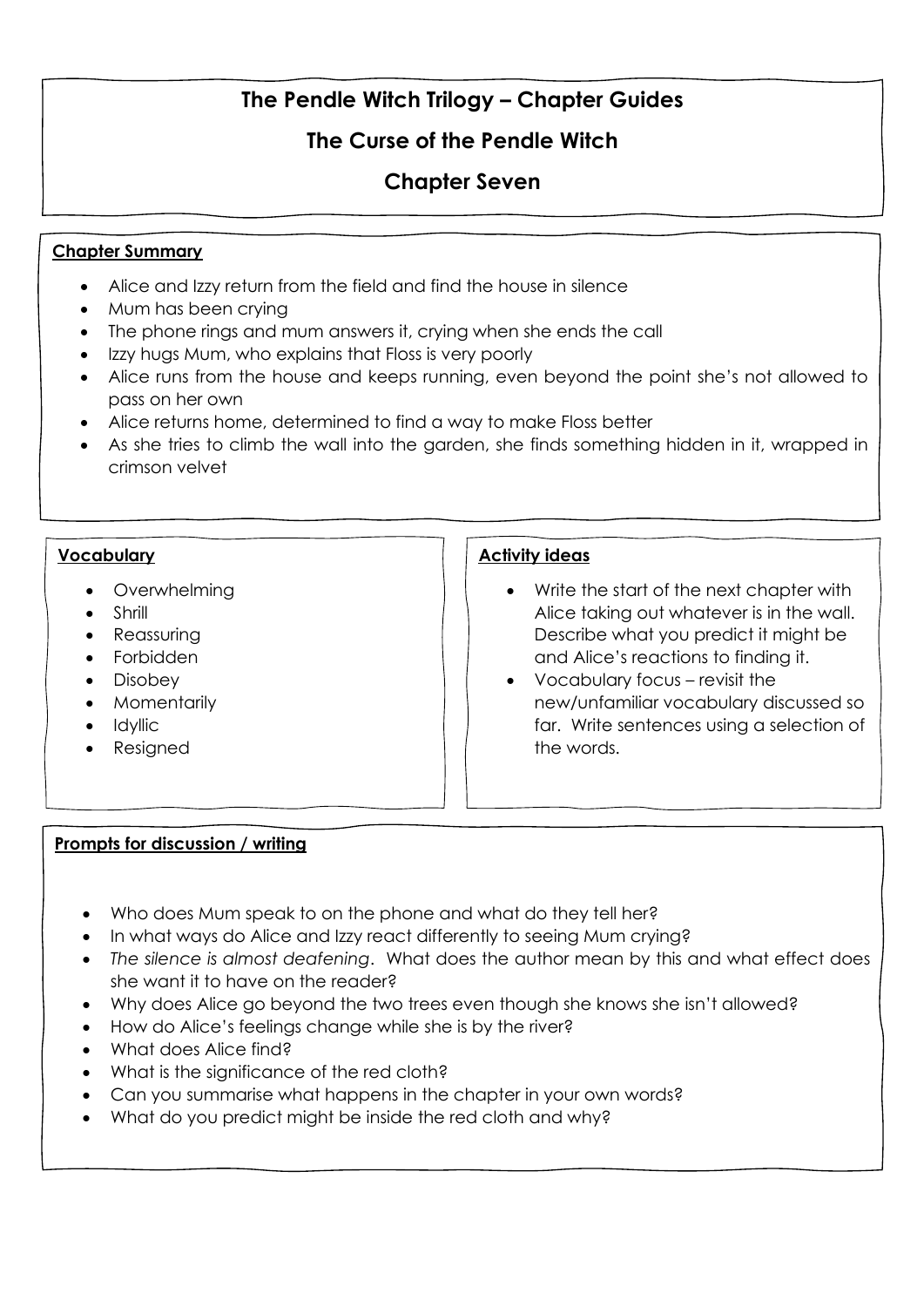# The Pendle Witch Trilogy – Chapter Guides

## The Curse of the Pendle Witch

## Chapter Seven

**Chapter Summary**

- Alice and Izzy return from the field and find the house in silence
- Mum has been crying
- The phone rings and mum answers it, crying when she ends the call
- Izzy hugs Mum, who explains that Floss is very poorly
- Alice runs from the house and keeps running, even beyond the point she's not allowed to pass on her own
- Alice returns home, determined to find a way to make Floss better
- As she tries to climb the wall into the garden, she finds something hidden in it, wrapped in crimson velvet

**Vocabulary**

- Overwhelming
- Shrill
- Reassuring
- Forbidden
- Disobey
- Momentarily
- Idyllic
- Resigned

**Activity ideas**

- Write the start of the next chapter with Alice taking out whatever is in the wall. Describe what you predict it might be and Alice's reactions to finding it.
- Vocabulary focus – revisit the new/unfamiliar vocabulary discussed so far. Write sentences using a selection of the words.

**Prompts for discussion / writing**

- Who does Mum speak to on the phone and what do they tell her?
- In what ways do Alice and Izzy react differently to seeing Mum crying?
- *The silence is almost deafening*. What does the author mean by this and what effect does she want it to have on the reader?
- Why does Alice go beyond the two trees even though she knows she isn't allowed?
- How do Alice's feelings change while she is by the river?
- What does Alice find?
- What is the significance of the red cloth?
- Can you summarise what happens in the chapter in your own words?
- What do you predict might be inside the red cloth and why?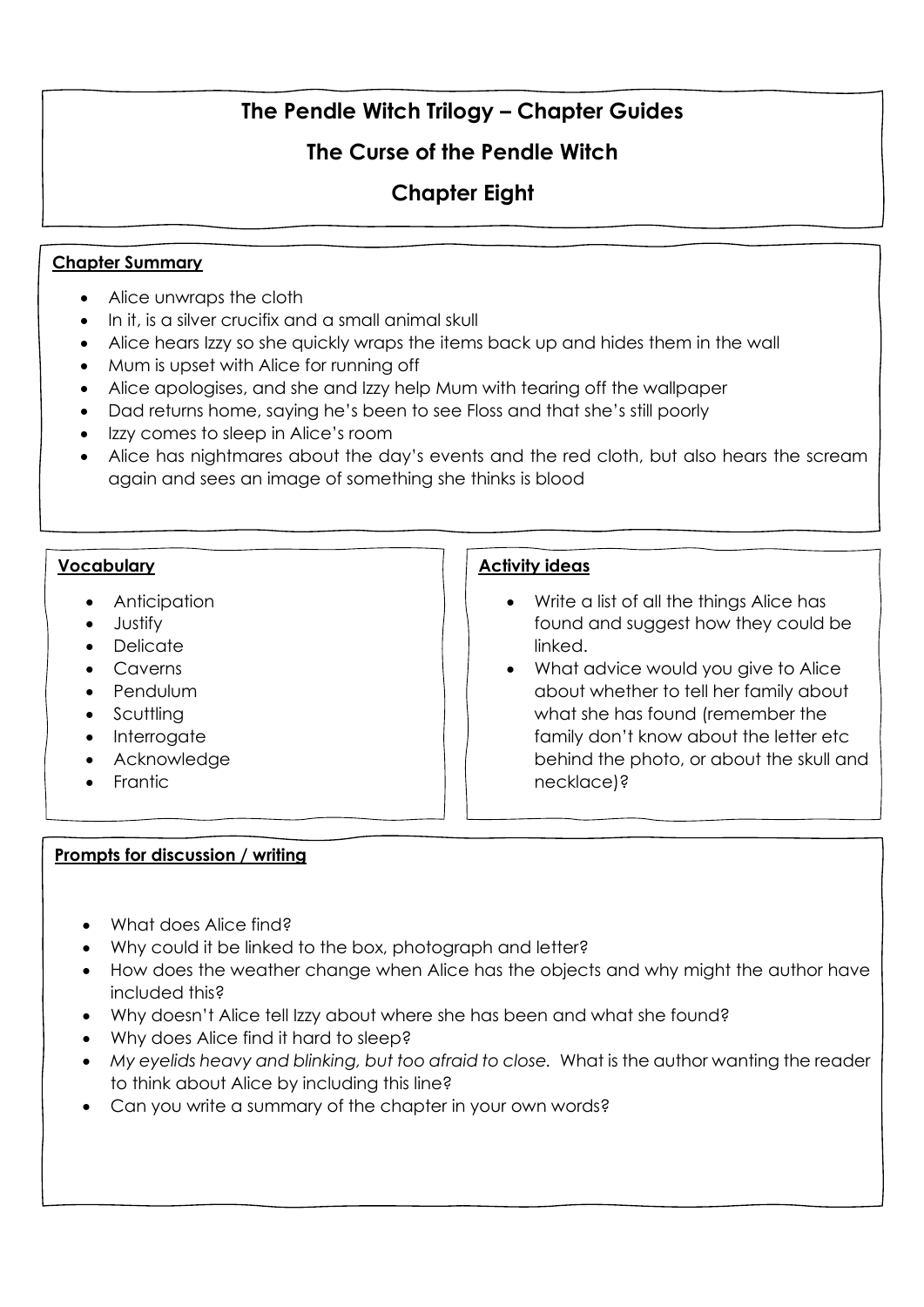# The Pendle Witch Trilogy – Chapter Guides

## The Curse of the Pendle Witch

## Chapter Eight

### Chapter Summary

- Alice unwraps the cloth
- In it, is a silver crucifix and a small animal skull
- Alice hears Izzy so she quickly wraps the items back up and hides them in the wall
- Mum is upset with Alice for running off
- Alice apologises, and she and Izzy help Mum with tearing off the wallpaper
- Dad returns home, saying he's been to see Floss and that she's still poorly
- Izzy comes to sleep in Alice's room
- Alice has nightmares about the day's events and the red cloth, but also hears the scream again and sees an image of something she thinks is blood

### Vocabulary

- Anticipation
- Justify
- Delicate
- Caverns
- Pendulum
- Scuttling
- Interrogate
- Acknowledge
- Frantic

### Activity ideas

- Write a list of all the things Alice has found and suggest how they could be linked.
- What advice would you give to Alice about whether to tell her family about what she has found (remember the family don't know about the letter etc behind the photo, or about the skull and necklace)?

### Prompts for discussion / writing

- What does Alice find?
- Why could it be linked to the box, photograph and letter?
- How does the weather change when Alice has the objects and why might the author have included this?
- Why doesn't Alice tell Izzy about where she has been and what she found?
- Why does Alice find it hard to sleep?
- *My eyelids heavy and blinking, but too afraid to close.* What is the author wanting the reader to think about Alice by including this line?
- Can you write a summary of the chapter in your own words?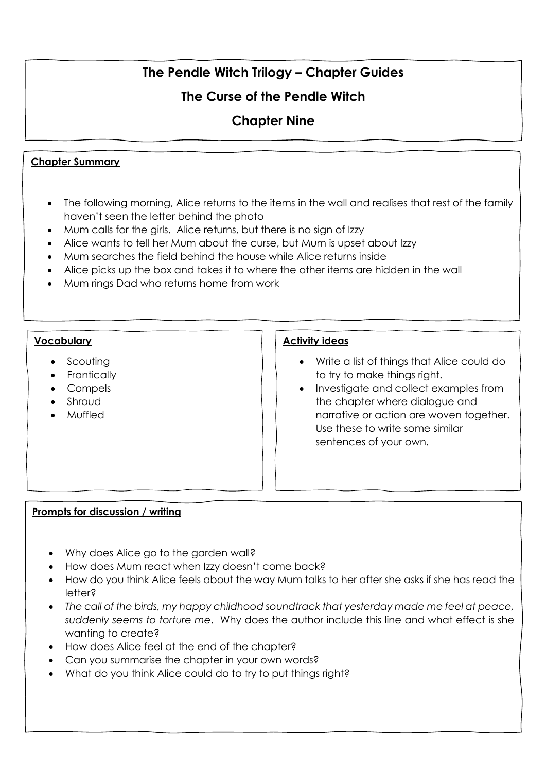# The Pendle Witch Trilogy – Chapter Guides

## The Curse of the Pendle Witch

## Chapter Nine

**Chapter Summary**

- The following morning, Alice returns to the items in the wall and realises that rest of the family haven't seen the letter behind the photo
- Mum calls for the girls. Alice returns, but there is no sign of Izzy
- Alice wants to tell her Mum about the curse, but Mum is upset about Izzy
- Mum searches the field behind the house while Alice returns inside
- Alice picks up the box and takes it to where the other items are hidden in the wall
- Mum rings Dad who returns home from work

**Vocabulary**

- Scouting
- Frantically
- Compels
- Shroud
- Muffled

**Activity ideas**

- Write a list of things that Alice could do to try to make things right.
- Investigate and collect examples from the chapter where dialogue and narrative or action are woven together. Use these to write some similar sentences of your own.

**Prompts for discussion / writing**

- Why does Alice go to the garden wall?
- How does Mum react when Izzy doesn't come back?
- How do you think Alice feels about the way Mum talks to her after she asks if she has read the letter?
- *The call of the birds, my happy childhood soundtrack that yesterday made me feel at peace, suddenly seems to torture me*. Why does the author include this line and what effect is she wanting to create?
- How does Alice feel at the end of the chapter?
- Can you summarise the chapter in your own words?
- What do you think Alice could do to try to put things right?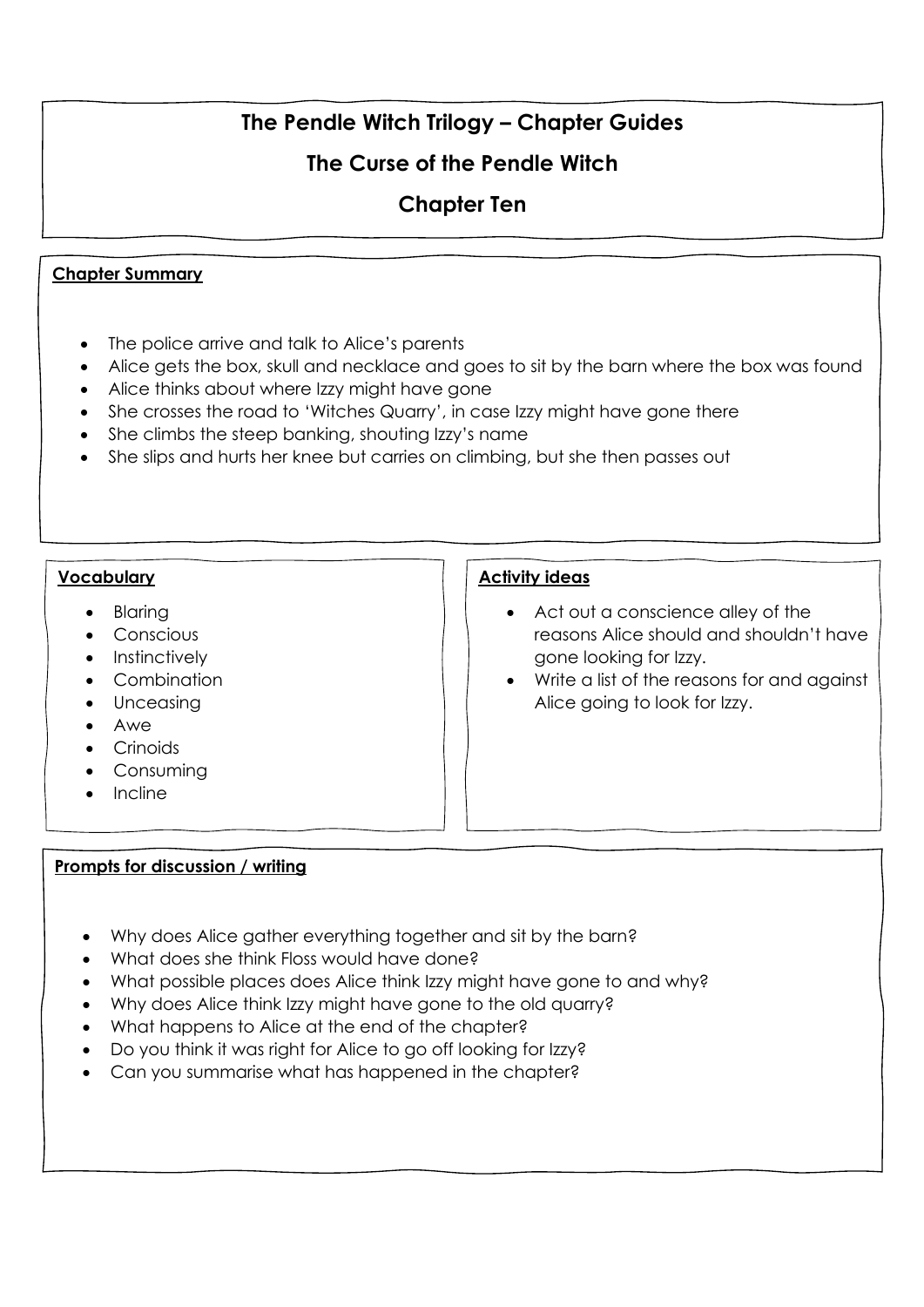# The Pendle Witch Trilogy – Chapter Guides

## The Curse of the Pendle Witch

## Chapter Ten

### Chapter Summary

- The police arrive and talk to Alice's parents
- Alice gets the box, skull and necklace and goes to sit by the barn where the box was found
- Alice thinks about where Izzy might have gone
- She crosses the road to 'Witches Quarry', in case Izzy might have gone there
- She climbs the steep banking, shouting Izzy's name
- She slips and hurts her knee but carries on climbing, but she then passes out

### Vocabulary

- Blaring
- Conscious
- Instinctively
- Combination
- Unceasing
- Awe
- Crinoids
- Consuming
- Incline

### Activity ideas

- Act out a conscience alley of the reasons Alice should and shouldn't have gone looking for Izzy.
- Write a list of the reasons for and against Alice going to look for Izzy.

### Prompts for discussion / writing

- Why does Alice gather everything together and sit by the barn?
- What does she think Floss would have done?
- What possible places does Alice think Izzy might have gone to and why?
- Why does Alice think Izzy might have gone to the old quarry?
- What happens to Alice at the end of the chapter?
- Do you think it was right for Alice to go off looking for Izzy?
- Can you summarise what has happened in the chapter?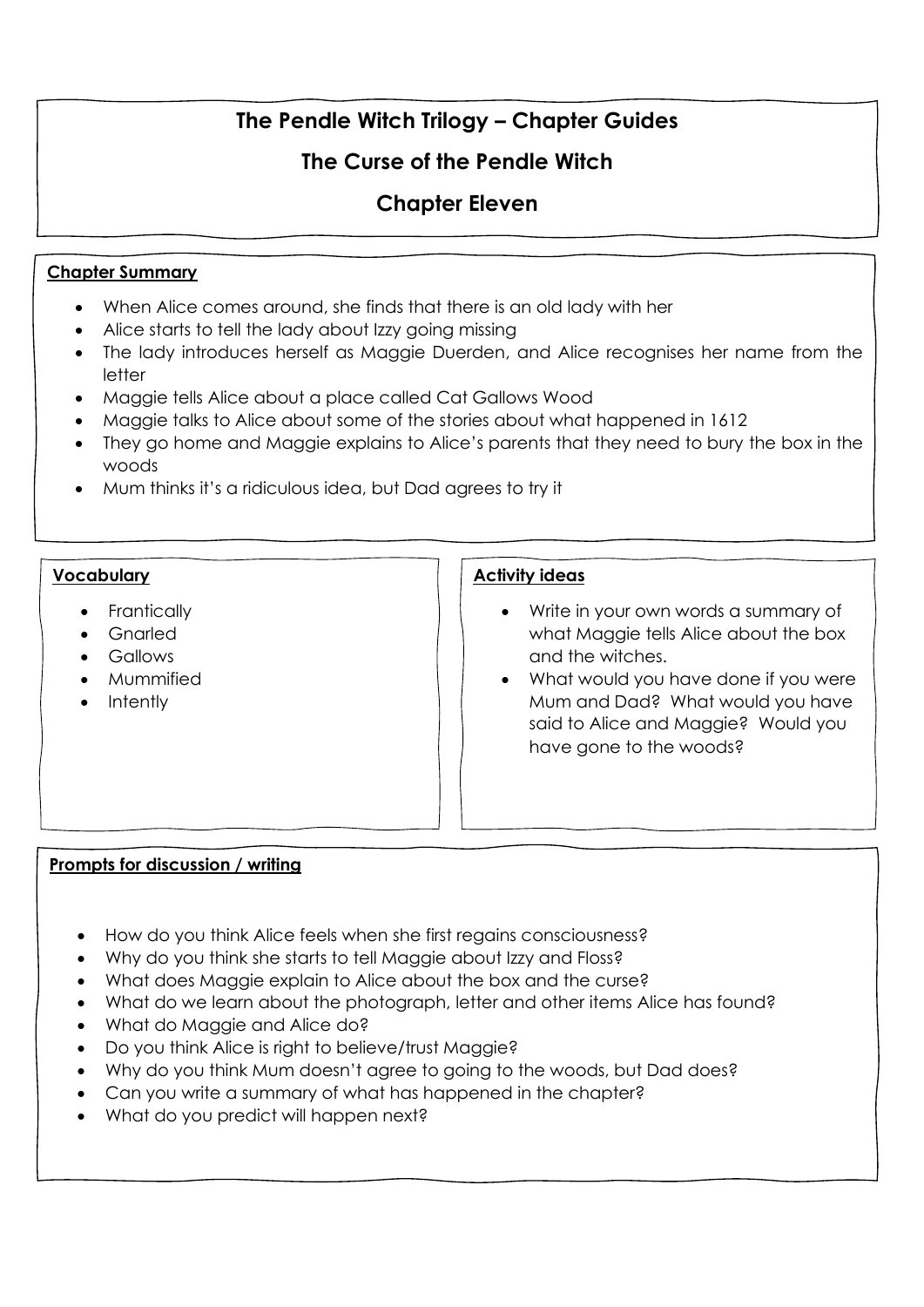# The Pendle Witch Trilogy – Chapter Guides

## The Curse of the Pendle Witch

## Chapter Eleven

**Chapter Summary**

- When Alice comes around, she finds that there is an old lady with her
- Alice starts to tell the lady about Izzy going missing
- The lady introduces herself as Maggie Duerden, and Alice recognises her name from the letter
- Maggie tells Alice about a place called Cat Gallows Wood
- Maggie talks to Alice about some of the stories about what happened in 1612
- They go home and Maggie explains to Alice's parents that they need to bury the box in the woods
- Mum thinks it's a ridiculous idea, but Dad agrees to try it

**Vocabulary**

- Frantically
- Gnarled
- Gallows
- Mummified
- Intently

**Activity ideas**

- Write in your own words a summary of what Maggie tells Alice about the box and the witches.
- What would you have done if you were Mum and Dad? What would you have said to Alice and Maggie? Would you have gone to the woods?

**Prompts for discussion / writing**

- How do you think Alice feels when she first regains consciousness?
- Why do you think she starts to tell Maggie about Izzy and Floss?
- What does Maggie explain to Alice about the box and the curse?
- What do we learn about the photograph, letter and other items Alice has found?
- What do Maggie and Alice do?
- Do you think Alice is right to believe/trust Maggie?
- Why do you think Mum doesn't agree to going to the woods, but Dad does?
- Can you write a summary of what has happened in the chapter?
- What do you predict will happen next?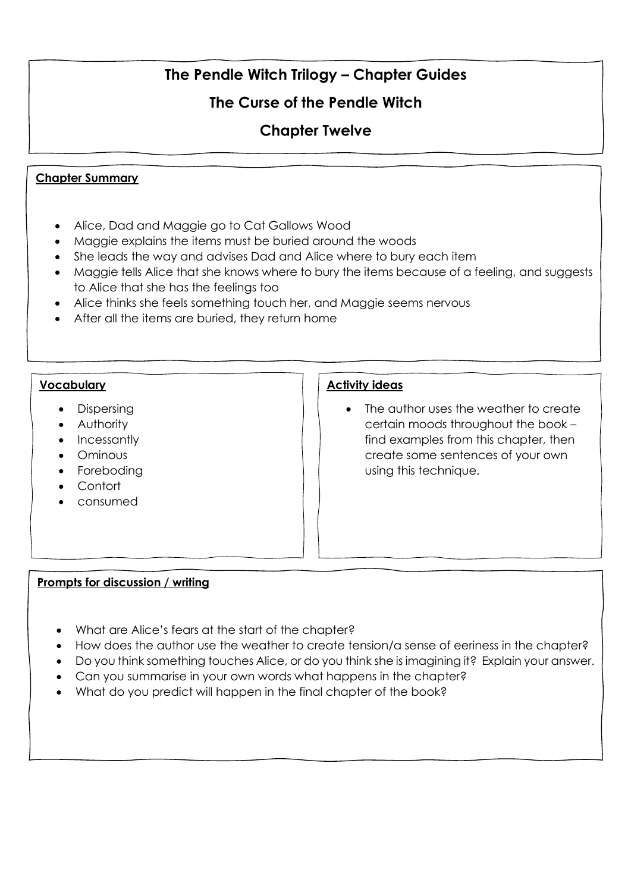# The Pendle Witch Trilogy – Chapter Guides

## The Curse of the Pendle Witch

## Chapter Twelve

**Chapter Summary**

- Alice, Dad and Maggie go to Cat Gallows Wood
- Maggie explains the items must be buried around the woods
- She leads the way and advises Dad and Alice where to bury each item
- Maggie tells Alice that she knows where to bury the items because of a feeling, and suggests to Alice that she has the feelings too
- Alice thinks she feels something touch her, and Maggie seems nervous
- After all the items are buried, they return home

**Vocabulary**

- Dispersing
- Authority
- Incessantly
- Ominous
- Foreboding
- Contort
- consumed

**Activity ideas**

- The author uses the weather to create certain moods throughout the book – find examples from this chapter, then create some sentences of your own using this technique.

**Prompts for discussion / writing**

- What are Alice's fears at the start of the chapter?
- How does the author use the weather to create tension/a sense of eeriness in the chapter?
- Do you think something touches Alice, or do you think she is imagining it? Explain your answer.
- Can you summarise in your own words what happens in the chapter?
- What do you predict will happen in the final chapter of the book?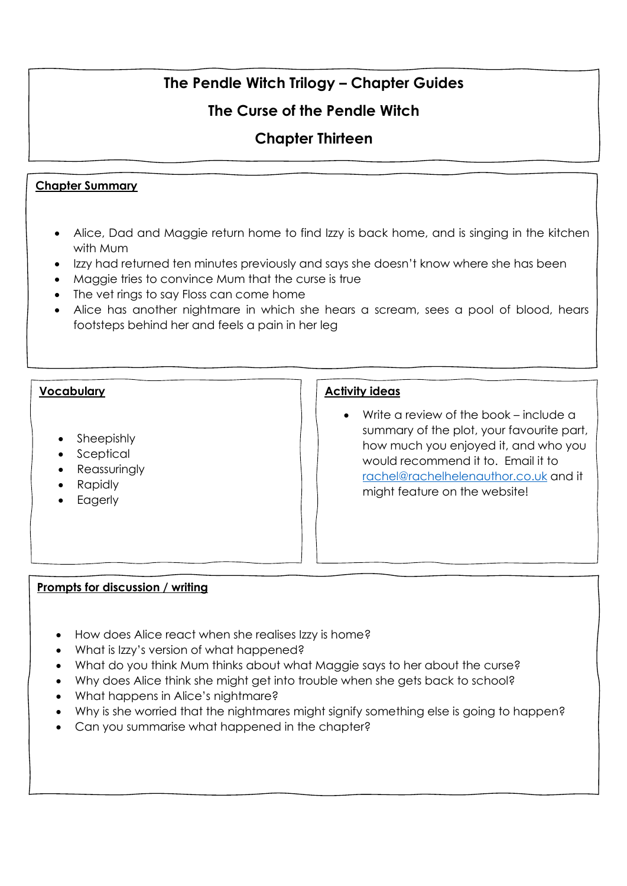# The Pendle Witch Trilogy – Chapter Guides

## The Curse of the Pendle Witch

## Chapter Thirteen

**Chapter Summary**

- Alice, Dad and Maggie return home to find Izzy is back home, and is singing in the kitchen with Mum
- Izzy had returned ten minutes previously and says she doesn't know where she has been
- Maggie tries to convince Mum that the curse is true
- The vet rings to say Floss can come home
- Alice has another nightmare in which she hears a scream, sees a pool of blood, hears footsteps behind her and feels a pain in her leg

**Vocabulary**

- Sheepishly
- Sceptical
- Reassuringly
- Rapidly
- Eagerly

**Activity ideas**

- Write a review of the book – include a summary of the plot, your favourite part, how much you enjoyed it, and who you would recommend it to. Email it to rachel@rachelhelenauthor.co.uk and it might feature on the website!

**Prompts for discussion / writing**

- How does Alice react when she realises Izzy is home?
- What is Izzy's version of what happened?
- What do you think Mum thinks about what Maggie says to her about the curse?
- Why does Alice think she might get into trouble when she gets back to school?
- What happens in Alice's nightmare?
- Why is she worried that the nightmares might signify something else is going to happen?
- Can you summarise what happened in the chapter?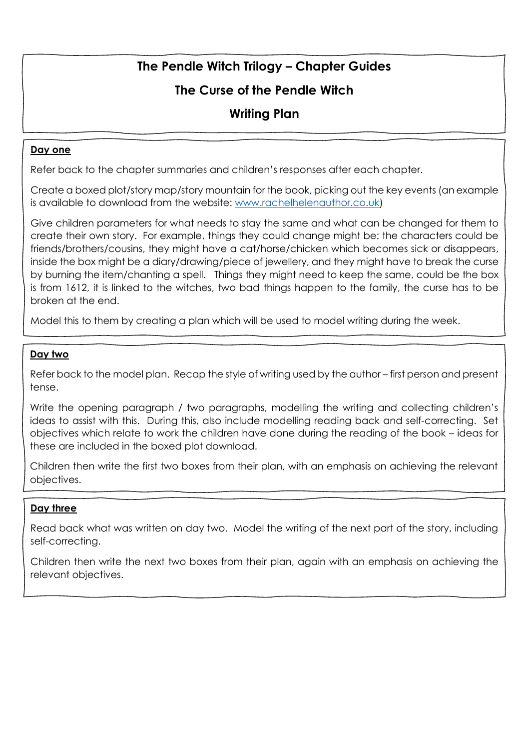# The Pendle Witch Trilogy – Chapter Guides

## The Curse of the Pendle Witch

## Writing Plan

**Day one**

Refer back to the chapter summaries and children's responses after each chapter.

Create a boxed plot/story map/story mountain for the book, picking out the key events (an example is available to download from the website: [www.rachelhelenauthor.co.uk](http://www.rachelhelenauthor.co.uk))

Give children parameters for what needs to stay the same and what can be changed for them to create their own story. For example, things they could change might be: the characters could be friends/brothers/cousins, they might have a cat/horse/chicken which becomes sick or disappears, inside the box might be a diary/drawing/piece of jewellery, and they might have to break the curse by burning the item/chanting a spell. Things they might need to keep the same, could be the box is from 1612, it is linked to the witches, two bad things happen to the family, the curse has to be broken at the end.

Model this to them by creating a plan which will be used to model writing during the week.

**Day two**

Refer back to the model plan. Recap the style of writing used by the author – first person and present tense.

Write the opening paragraph / two paragraphs, modelling the writing and collecting children's ideas to assist with this. During this, also include modelling reading back and self-correcting. Set objectives which relate to work the children have done during the reading of the book – ideas for these are included in the boxed plot download.

Children then write the first two boxes from their plan, with an emphasis on achieving the relevant objectives.

**Day three**

Read back what was written on day two. Model the writing of the next part of the story, including self-correcting.

Children then write the next two boxes from their plan, again with an emphasis on achieving the relevant objectives.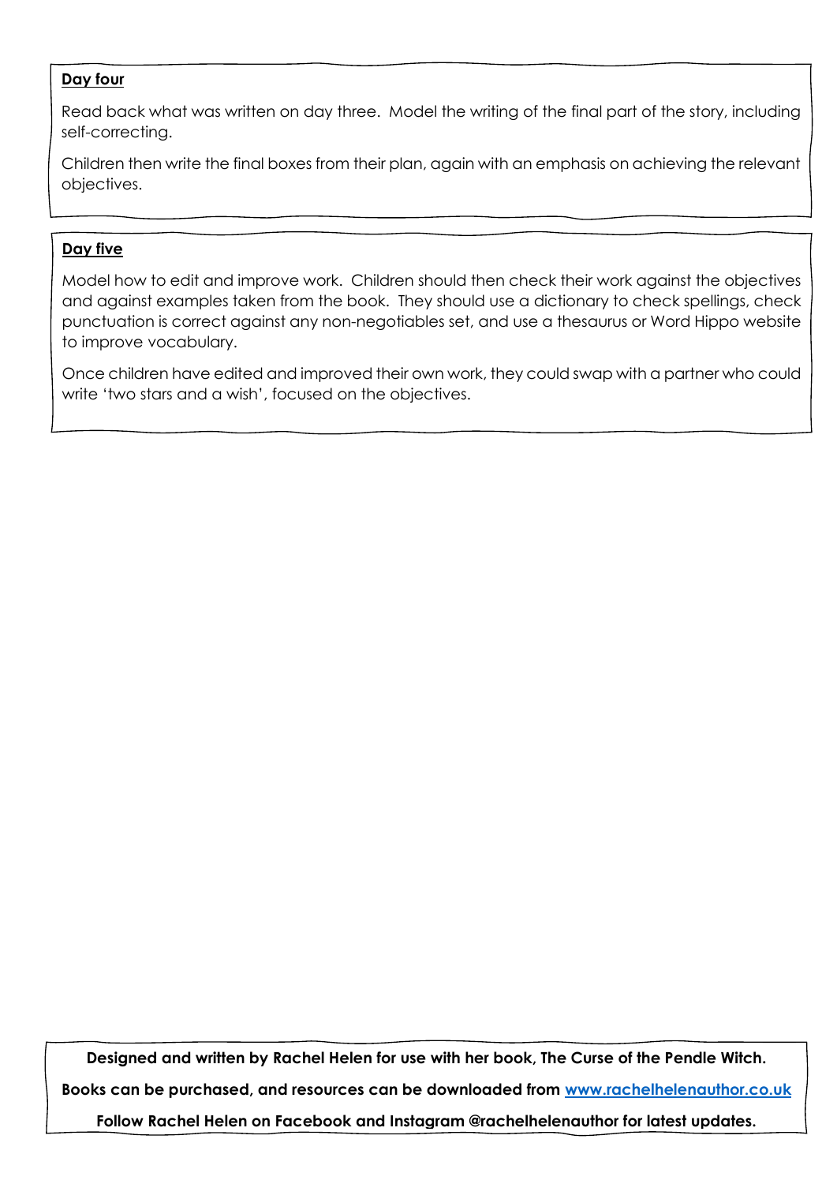**Day four**

Read back what was written on day three. Model the writing of the final part of the story, including self-correcting.

Children then write the final boxes from their plan, again with an emphasis on achieving the relevant objectives.

**Day five**

Model how to edit and improve work. Children should then check their work against the objectives and against examples taken from the book. They should use a dictionary to check spellings, check punctuation is correct against any non-negotiables set, and use a thesaurus or Word Hippo website to improve vocabulary.

Once children have edited and improved their own work, they could swap with a partner who could write 'two stars and a wish', focused on the objectives.

**Designed and written by Rachel Helen for use with her book, The Curse of the Pendle Witch.**

**Books can be purchased, and resources can be downloaded from [www.rachelhelenauthor.co.uk](http://www.rachelhelenauthor.co.uk)**

**Follow Rachel Helen on Facebook and Instagram @rachelhelenauthor for latest updates.**